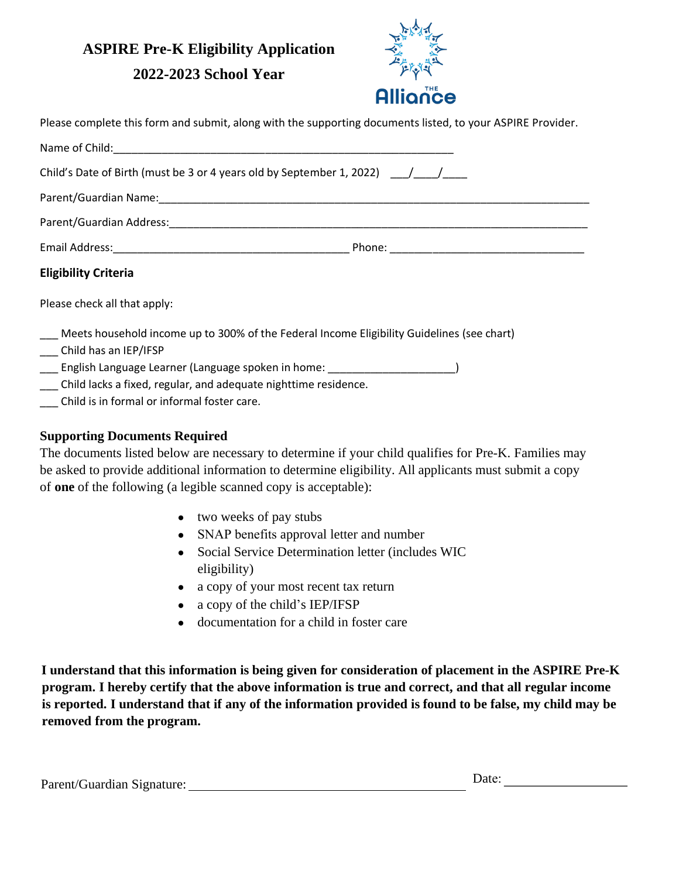# ASPIRE Pre-K Eligibility Application

## 2022-2023 School Year

THE Alliance

Please complete this form and submit, along with the supporting documents listed, to your ASPIRE Provider.

Name of Child:_______________________________________________________

Child's Date of Birth (must be 3 or 4 years old by September 1, 2022) ___/____/____

Parent/Guardian Name:_______________________________________________________________________

Parent/Guardian Address:_____________________________________________________________________

Email Address:______________________________________ Phone: _______________________________

**Eligibility Criteria**

Please check all that apply:

___ Meets household income up to 300% of the Federal Income Eligibility Guidelines (see chart)
___ Child has an IEP/IFSP
___ English Language Learner (Language spoken in home: ____________________)
___ Child lacks a fixed, regular, and adequate nighttime residence.
___ Child is in formal or informal foster care.

**Supporting Documents Required**

The documents listed below are necessary to determine if your child qualifies for Pre-K. Families may be asked to provide additional information to determine eligibility. All applicants must submit a copy of **one** of the following (a legible scanned copy is acceptable):

- two weeks of pay stubs
- SNAP benefits approval letter and number
- Social Service Determination letter (includes WIC eligibility)
- a copy of your most recent tax return
- a copy of the child's IEP/IFSP
- documentation for a child in foster care

**I understand that this information is being given for consideration of placement in the ASPIRE Pre-K program. I hereby certify that the above information is true and correct, and that all regular income is reported. I understand that if any of the information provided is found to be false, my child may be removed from the program.**

Parent/Guardian Signature: ___________________________________________ Date: __________________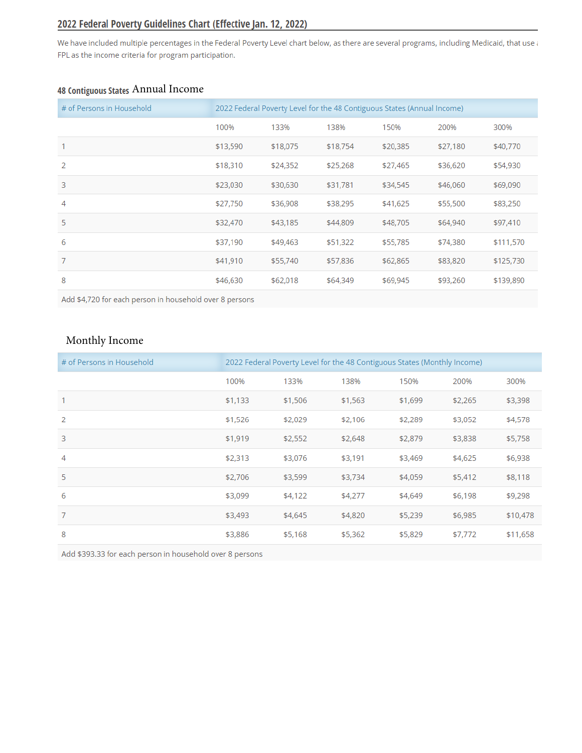## 2022 Federal Poverty Guidelines Chart (Effective Jan. 12, 2022)

We have included multiple percentages in the Federal Poverty Level chart below, as there are several programs, including Medicaid, that use a FPL as the income criteria for program participation.

### 48 Contiguous States Annual Income

| # of Persons in Household | 2022 Federal Poverty Level for the 48 Contiguous States (Annual Income) | | | | | |
|---|---|---|---|---|---|---|
| | 100% | 133% | 138% | 150% | 200% | 300% |
| 1 | $13,590 | $18,075 | $18,754 | $20,385 | $27,180 | $40,770 |
| 2 | $18,310 | $24,352 | $25,268 | $27,465 | $36,620 | $54,930 |
| 3 | $23,030 | $30,630 | $31,781 | $34,545 | $46,060 | $69,090 |
| 4 | $27,750 | $36,908 | $38,295 | $41,625 | $55,500 | $83,250 |
| 5 | $32,470 | $43,185 | $44,809 | $48,705 | $64,940 | $97,410 |
| 6 | $37,190 | $49,463 | $51,322 | $55,785 | $74,380 | $111,570 |
| 7 | $41,910 | $55,740 | $57,836 | $62,865 | $83,820 | $125,730 |
| 8 | $46,630 | $62,018 | $64,349 | $69,945 | $93,260 | $139,890 |
| Add $4,720 for each person in household over 8 persons | | | | | | |

### Monthly Income

| # of Persons in Household | 2022 Federal Poverty Level for the 48 Contiguous States (Monthly Income) | | | | | |
|---|---|---|---|---|---|---|
| | 100% | 133% | 138% | 150% | 200% | 300% |
| 1 | $1,133 | $1,506 | $1,563 | $1,699 | $2,265 | $3,398 |
| 2 | $1,526 | $2,029 | $2,106 | $2,289 | $3,052 | $4,578 |
| 3 | $1,919 | $2,552 | $2,648 | $2,879 | $3,838 | $5,758 |
| 4 | $2,313 | $3,076 | $3,191 | $3,469 | $4,625 | $6,938 |
| 5 | $2,706 | $3,599 | $3,734 | $4,059 | $5,412 | $8,118 |
| 6 | $3,099 | $4,122 | $4,277 | $4,649 | $6,198 | $9,298 |
| 7 | $3,493 | $4,645 | $4,820 | $5,239 | $6,985 | $10,478 |
| 8 | $3,886 | $5,168 | $5,362 | $5,829 | $7,772 | $11,658 |
| Add $393.33 for each person in household over 8 persons | | | | | | |